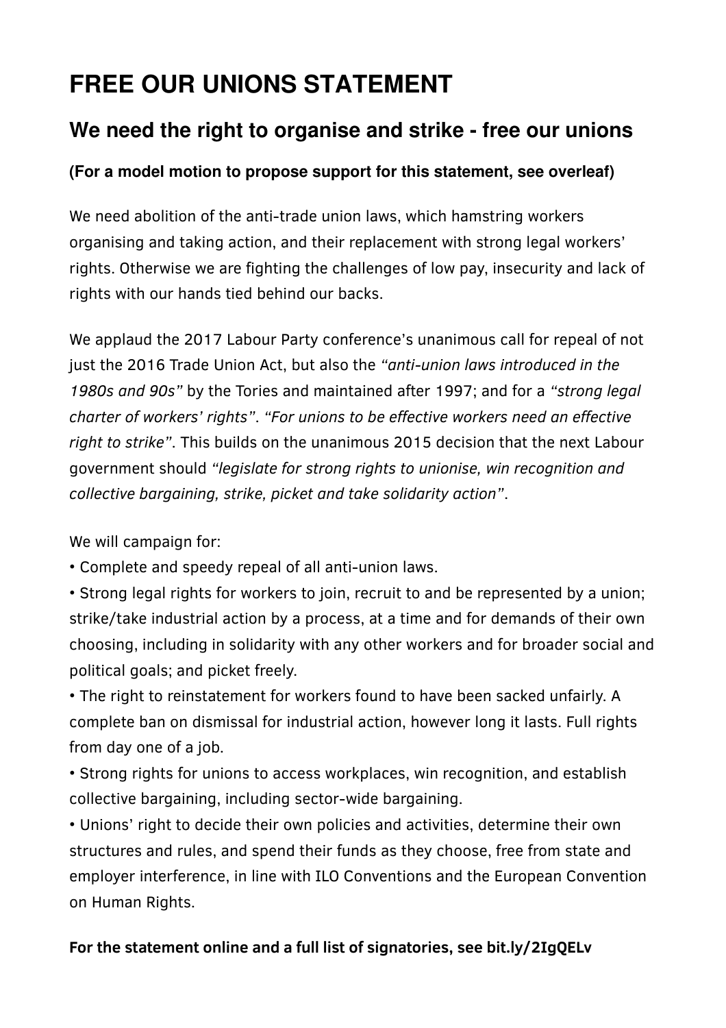# FREE OUR UNIONS STATEMENT

## We need the right to organise and strike - free our unions

**(For a model motion to propose support for this statement, see overleaf)**

We need abolition of the anti-trade union laws, which hamstring workers organising and taking action, and their replacement with strong legal workers' rights. Otherwise we are fighting the challenges of low pay, insecurity and lack of rights with our hands tied behind our backs.

We applaud the 2017 Labour Party conference's unanimous call for repeal of not just the 2016 Trade Union Act, but also the *"anti-union laws introduced in the 1980s and 90s"* by the Tories and maintained after 1997; and for a *"strong legal charter of workers' rights"*. *"For unions to be effective workers need an effective right to strike"*. This builds on the unanimous 2015 decision that the next Labour government should *"legislate for strong rights to unionise, win recognition and collective bargaining, strike, picket and take solidarity action"*.

We will campaign for:

- Complete and speedy repeal of all anti-union laws.
- Strong legal rights for workers to join, recruit to and be represented by a union; strike/take industrial action by a process, at a time and for demands of their own choosing, including in solidarity with any other workers and for broader social and political goals; and picket freely.
- The right to reinstatement for workers found to have been sacked unfairly. A complete ban on dismissal for industrial action, however long it lasts. Full rights from day one of a job.
- Strong rights for unions to access workplaces, win recognition, and establish collective bargaining, including sector-wide bargaining.
- Unions' right to decide their own policies and activities, determine their own structures and rules, and spend their funds as they choose, free from state and employer interference, in line with ILO Conventions and the European Convention on Human Rights.

**For the statement online and a full list of signatories, see bit.ly/2IgQELv**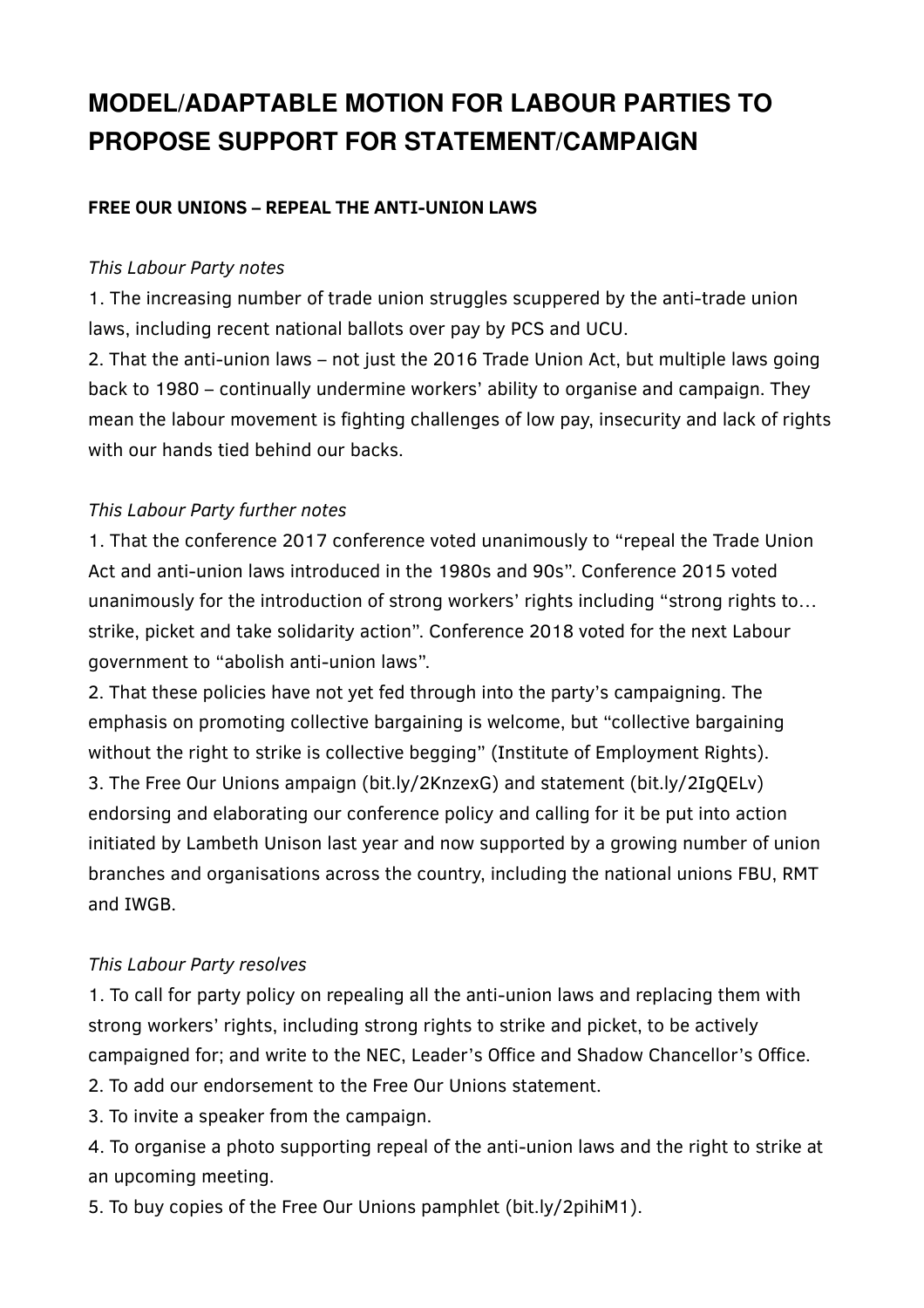# MODEL/ADAPTABLE MOTION FOR LABOUR PARTIES TO PROPOSE SUPPORT FOR STATEMENT/CAMPAIGN

**FREE OUR UNIONS – REPEAL THE ANTI-UNION LAWS**

*This Labour Party notes*

1. The increasing number of trade union struggles scuppered by the anti-trade union laws, including recent national ballots over pay by PCS and UCU.
2. That the anti-union laws – not just the 2016 Trade Union Act, but multiple laws going back to 1980 – continually undermine workers' ability to organise and campaign. They mean the labour movement is fighting challenges of low pay, insecurity and lack of rights with our hands tied behind our backs.

*This Labour Party further notes*

1. That the conference 2017 conference voted unanimously to "repeal the Trade Union Act and anti-union laws introduced in the 1980s and 90s". Conference 2015 voted unanimously for the introduction of strong workers' rights including "strong rights to… strike, picket and take solidarity action". Conference 2018 voted for the next Labour government to "abolish anti-union laws".
2. That these policies have not yet fed through into the party's campaigning. The emphasis on promoting collective bargaining is welcome, but "collective bargaining without the right to strike is collective begging" (Institute of Employment Rights).
3. The Free Our Unions ampaign (bit.ly/2KnzexG) and statement (bit.ly/2IgQELv) endorsing and elaborating our conference policy and calling for it be put into action initiated by Lambeth Unison last year and now supported by a growing number of union branches and organisations across the country, including the national unions FBU, RMT and IWGB.

*This Labour Party resolves*

1. To call for party policy on repealing all the anti-union laws and replacing them with strong workers' rights, including strong rights to strike and picket, to be actively campaigned for; and write to the NEC, Leader's Office and Shadow Chancellor's Office.
2. To add our endorsement to the Free Our Unions statement.
3. To invite a speaker from the campaign.
4. To organise a photo supporting repeal of the anti-union laws and the right to strike at an upcoming meeting.
5. To buy copies of the Free Our Unions pamphlet (bit.ly/2pihiM1).